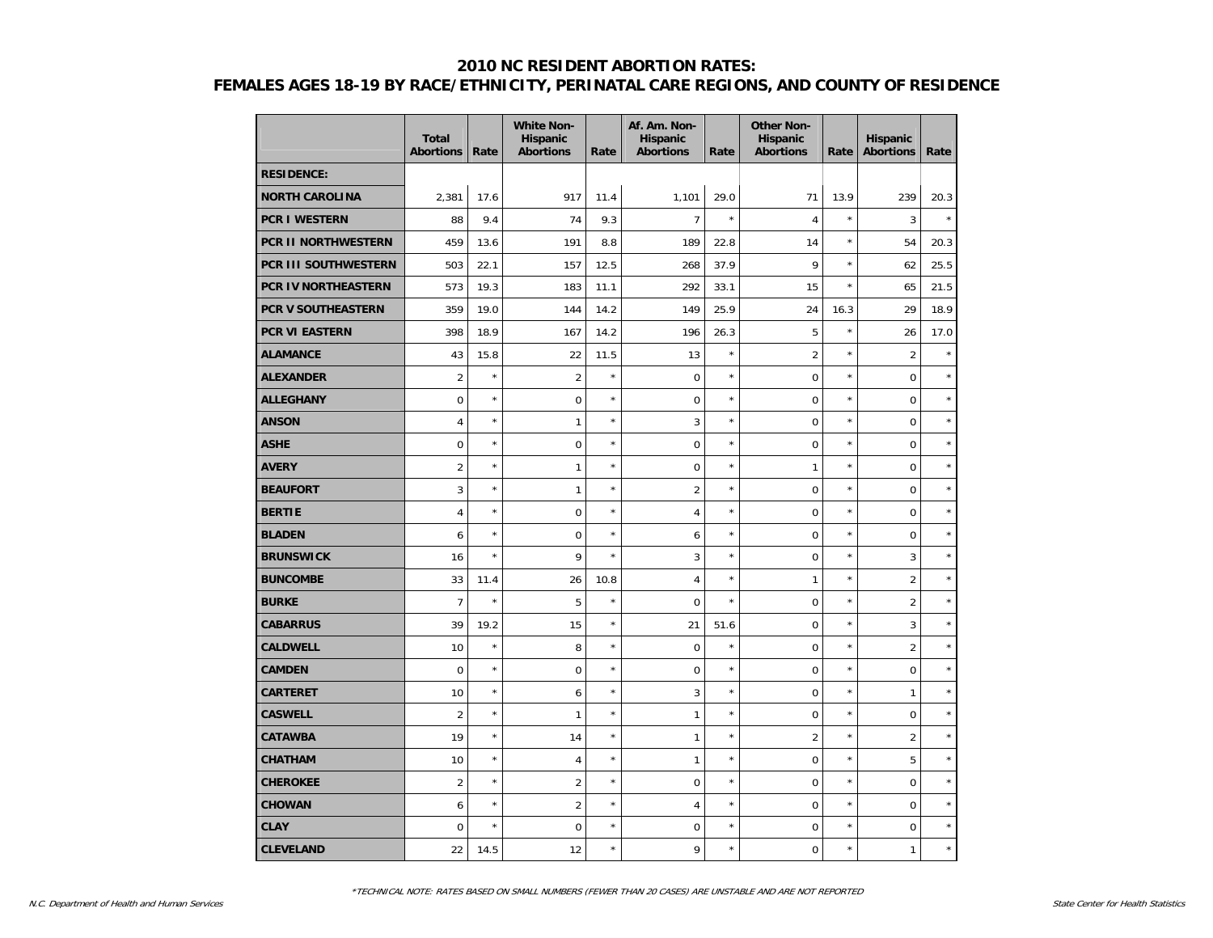# 2010 NC RESIDENT ABORTION RATES:
# FEMALES AGES 18-19 BY RACE/ETHNICITY, PERINATAL CARE REGIONS, AND COUNTY OF RESIDENCE

| | Total Abortions | Rate | White Non-Hispanic Abortions | Rate | Af. Am. Non-Hispanic Abortions | Rate | Other Non-Hispanic Abortions | Rate | Hispanic Abortions | Rate |
|---|---|---|---|---|---|---|---|---|---|---|
| **RESIDENCE:** | | | | | | | | | | |
| **NORTH CAROLINA** | 2,381 | 17.6 | 917 | 11.4 | 1,101 | 29.0 | 71 | 13.9 | 239 | 20.3 |
| **PCR I WESTERN** | 88 | 9.4 | 74 | 9.3 | 7 | * | 4 | * | 3 | * |
| **PCR II NORTHWESTERN** | 459 | 13.6 | 191 | 8.8 | 189 | 22.8 | 14 | * | 54 | 20.3 |
| **PCR III SOUTHWESTERN** | 503 | 22.1 | 157 | 12.5 | 268 | 37.9 | 9 | * | 62 | 25.5 |
| **PCR IV NORTHEASTERN** | 573 | 19.3 | 183 | 11.1 | 292 | 33.1 | 15 | * | 65 | 21.5 |
| **PCR V SOUTHEASTERN** | 359 | 19.0 | 144 | 14.2 | 149 | 25.9 | 24 | 16.3 | 29 | 18.9 |
| **PCR VI EASTERN** | 398 | 18.9 | 167 | 14.2 | 196 | 26.3 | 5 | * | 26 | 17.0 |
| **ALAMANCE** | 43 | 15.8 | 22 | 11.5 | 13 | * | 2 | * | 2 | * |
| **ALEXANDER** | 2 | * | 2 | * | 0 | * | 0 | * | 0 | * |
| **ALLEGHANY** | 0 | * | 0 | * | 0 | * | 0 | * | 0 | * |
| **ANSON** | 4 | * | 1 | * | 3 | * | 0 | * | 0 | * |
| **ASHE** | 0 | * | 0 | * | 0 | * | 0 | * | 0 | * |
| **AVERY** | 2 | * | 1 | * | 0 | * | 1 | * | 0 | * |
| **BEAUFORT** | 3 | * | 1 | * | 2 | * | 0 | * | 0 | * |
| **BERTIE** | 4 | * | 0 | * | 4 | * | 0 | * | 0 | * |
| **BLADEN** | 6 | * | 0 | * | 6 | * | 0 | * | 0 | * |
| **BRUNSWICK** | 16 | * | 9 | * | 3 | * | 0 | * | 3 | * |
| **BUNCOMBE** | 33 | 11.4 | 26 | 10.8 | 4 | * | 1 | * | 2 | * |
| **BURKE** | 7 | * | 5 | * | 0 | * | 0 | * | 2 | * |
| **CABARRUS** | 39 | 19.2 | 15 | * | 21 | 51.6 | 0 | * | 3 | * |
| **CALDWELL** | 10 | * | 8 | * | 0 | * | 0 | * | 2 | * |
| **CAMDEN** | 0 | * | 0 | * | 0 | * | 0 | * | 0 | * |
| **CARTERET** | 10 | * | 6 | * | 3 | * | 0 | * | 1 | * |
| **CASWELL** | 2 | * | 1 | * | 1 | * | 0 | * | 0 | * |
| **CATAWBA** | 19 | * | 14 | * | 1 | * | 2 | * | 2 | * |
| **CHATHAM** | 10 | * | 4 | * | 1 | * | 0 | * | 5 | * |
| **CHEROKEE** | 2 | * | 2 | * | 0 | * | 0 | * | 0 | * |
| **CHOWAN** | 6 | * | 2 | * | 4 | * | 0 | * | 0 | * |
| **CLAY** | 0 | * | 0 | * | 0 | * | 0 | * | 0 | * |
| **CLEVELAND** | 22 | 14.5 | 12 | * | 9 | * | 0 | * | 1 | * |

*\*TECHNICAL NOTE: RATES BASED ON SMALL NUMBERS (FEWER THAN 20 CASES) ARE UNSTABLE AND ARE NOT REPORTED*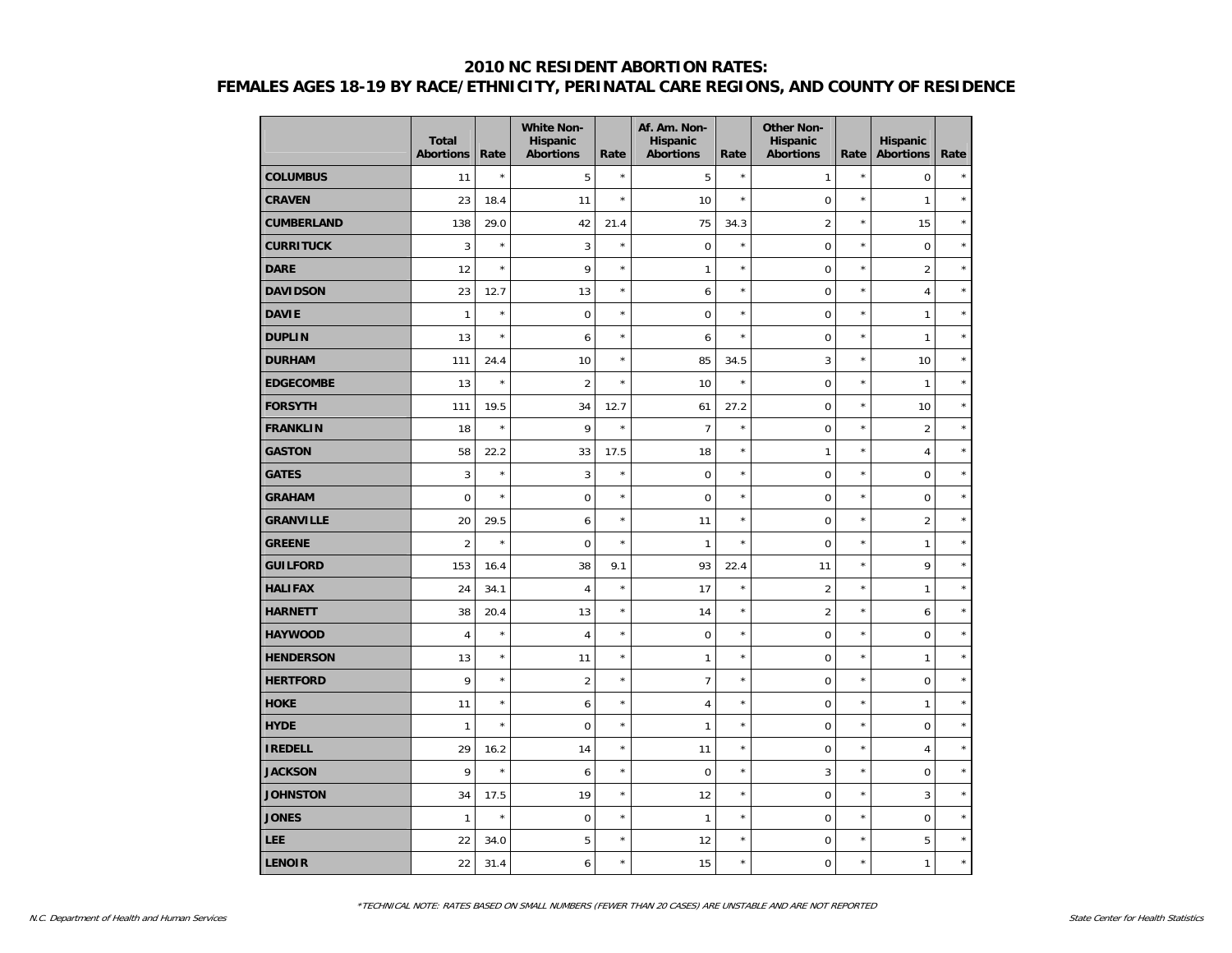# 2010 NC RESIDENT ABORTION RATES:
# FEMALES AGES 18-19 BY RACE/ETHNICITY, PERINATAL CARE REGIONS, AND COUNTY OF RESIDENCE

| | Total Abortions | Rate | White Non-Hispanic Abortions | Rate | Af. Am. Non-Hispanic Abortions | Rate | Other Non-Hispanic Abortions | Rate | Hispanic Abortions | Rate |
|---|---|---|---|---|---|---|---|---|---|---|
| **COLUMBUS** | 11 | * | 5 | * | 5 | * | 1 | * | 0 | * |
| **CRAVEN** | 23 | 18.4 | 11 | * | 10 | * | 0 | * | 1 | * |
| **CUMBERLAND** | 138 | 29.0 | 42 | 21.4 | 75 | 34.3 | 2 | * | 15 | * |
| **CURRITUCK** | 3 | * | 3 | * | 0 | * | 0 | * | 0 | * |
| **DARE** | 12 | * | 9 | * | 1 | * | 0 | * | 2 | * |
| **DAVIDSON** | 23 | 12.7 | 13 | * | 6 | * | 0 | * | 4 | * |
| **DAVIE** | 1 | * | 0 | * | 0 | * | 0 | * | 1 | * |
| **DUPLIN** | 13 | * | 6 | * | 6 | * | 0 | * | 1 | * |
| **DURHAM** | 111 | 24.4 | 10 | * | 85 | 34.5 | 3 | * | 10 | * |
| **EDGECOMBE** | 13 | * | 2 | * | 10 | * | 0 | * | 1 | * |
| **FORSYTH** | 111 | 19.5 | 34 | 12.7 | 61 | 27.2 | 0 | * | 10 | * |
| **FRANKLIN** | 18 | * | 9 | * | 7 | * | 0 | * | 2 | * |
| **GASTON** | 58 | 22.2 | 33 | 17.5 | 18 | * | 1 | * | 4 | * |
| **GATES** | 3 | * | 3 | * | 0 | * | 0 | * | 0 | * |
| **GRAHAM** | 0 | * | 0 | * | 0 | * | 0 | * | 0 | * |
| **GRANVILLE** | 20 | 29.5 | 6 | * | 11 | * | 0 | * | 2 | * |
| **GREENE** | 2 | * | 0 | * | 1 | * | 0 | * | 1 | * |
| **GUILFORD** | 153 | 16.4 | 38 | 9.1 | 93 | 22.4 | 11 | * | 9 | * |
| **HALIFAX** | 24 | 34.1 | 4 | * | 17 | * | 2 | * | 1 | * |
| **HARNETT** | 38 | 20.4 | 13 | * | 14 | * | 2 | * | 6 | * |
| **HAYWOOD** | 4 | * | 4 | * | 0 | * | 0 | * | 0 | * |
| **HENDERSON** | 13 | * | 11 | * | 1 | * | 0 | * | 1 | * |
| **HERTFORD** | 9 | * | 2 | * | 7 | * | 0 | * | 0 | * |
| **HOKE** | 11 | * | 6 | * | 4 | * | 0 | * | 1 | * |
| **HYDE** | 1 | * | 0 | * | 1 | * | 0 | * | 0 | * |
| **IREDELL** | 29 | 16.2 | 14 | * | 11 | * | 0 | * | 4 | * |
| **JACKSON** | 9 | * | 6 | * | 0 | * | 3 | * | 0 | * |
| **JOHNSTON** | 34 | 17.5 | 19 | * | 12 | * | 0 | * | 3 | * |
| **JONES** | 1 | * | 0 | * | 1 | * | 0 | * | 0 | * |
| **LEE** | 22 | 34.0 | 5 | * | 12 | * | 0 | * | 5 | * |
| **LENOIR** | 22 | 31.4 | 6 | * | 15 | * | 0 | * | 1 | * |

*TECHNICAL NOTE: RATES BASED ON SMALL NUMBERS (FEWER THAN 20 CASES) ARE UNSTABLE AND ARE NOT REPORTED

*N.C. Department of Health and Human Services* — *State Center for Health Statistics*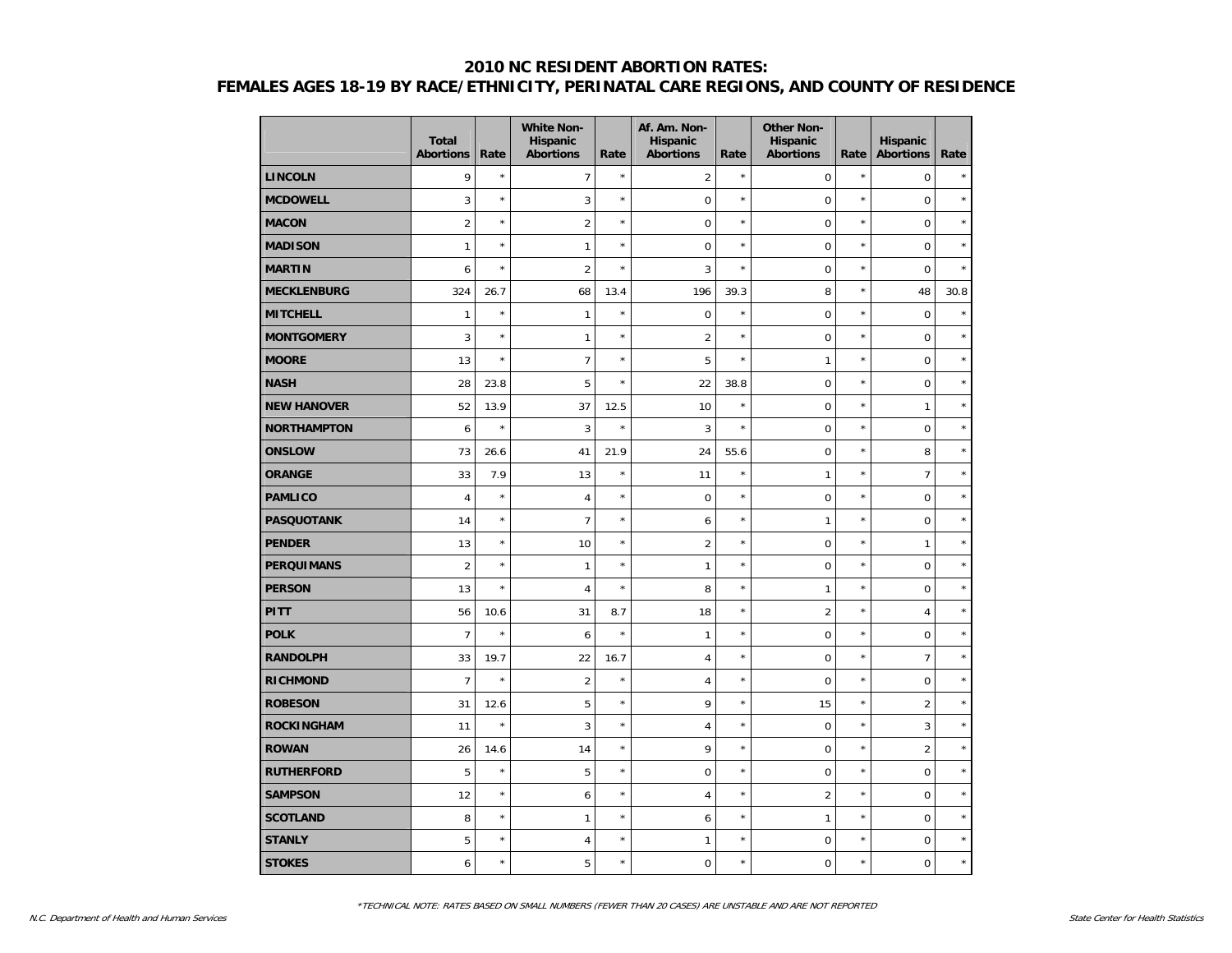# 2010 NC RESIDENT ABORTION RATES:
# FEMALES AGES 18-19 BY RACE/ETHNICITY, PERINATAL CARE REGIONS, AND COUNTY OF RESIDENCE

| | Total Abortions | Rate | White Non-Hispanic Abortions | Rate | Af. Am. Non-Hispanic Abortions | Rate | Other Non-Hispanic Abortions | Rate | Hispanic Abortions | Rate |
|---|---|---|---|---|---|---|---|---|---|---|
| **LINCOLN** | 9 | * | 7 | * | 2 | * | 0 | * | 0 | * |
| **MCDOWELL** | 3 | * | 3 | * | 0 | * | 0 | * | 0 | * |
| **MACON** | 2 | * | 2 | * | 0 | * | 0 | * | 0 | * |
| **MADISON** | 1 | * | 1 | * | 0 | * | 0 | * | 0 | * |
| **MARTIN** | 6 | * | 2 | * | 3 | * | 0 | * | 0 | * |
| **MECKLENBURG** | 324 | 26.7 | 68 | 13.4 | 196 | 39.3 | 8 | * | 48 | 30.8 |
| **MITCHELL** | 1 | * | 1 | * | 0 | * | 0 | * | 0 | * |
| **MONTGOMERY** | 3 | * | 1 | * | 2 | * | 0 | * | 0 | * |
| **MOORE** | 13 | * | 7 | * | 5 | * | 1 | * | 0 | * |
| **NASH** | 28 | 23.8 | 5 | * | 22 | 38.8 | 0 | * | 0 | * |
| **NEW HANOVER** | 52 | 13.9 | 37 | 12.5 | 10 | * | 0 | * | 1 | * |
| **NORTHAMPTON** | 6 | * | 3 | * | 3 | * | 0 | * | 0 | * |
| **ONSLOW** | 73 | 26.6 | 41 | 21.9 | 24 | 55.6 | 0 | * | 8 | * |
| **ORANGE** | 33 | 7.9 | 13 | * | 11 | * | 1 | * | 7 | * |
| **PAMLICO** | 4 | * | 4 | * | 0 | * | 0 | * | 0 | * |
| **PASQUOTANK** | 14 | * | 7 | * | 6 | * | 1 | * | 0 | * |
| **PENDER** | 13 | * | 10 | * | 2 | * | 0 | * | 1 | * |
| **PERQUIMANS** | 2 | * | 1 | * | 1 | * | 0 | * | 0 | * |
| **PERSON** | 13 | * | 4 | * | 8 | * | 1 | * | 0 | * |
| **PITT** | 56 | 10.6 | 31 | 8.7 | 18 | * | 2 | * | 4 | * |
| **POLK** | 7 | * | 6 | * | 1 | * | 0 | * | 0 | * |
| **RANDOLPH** | 33 | 19.7 | 22 | 16.7 | 4 | * | 0 | * | 7 | * |
| **RICHMOND** | 7 | * | 2 | * | 4 | * | 0 | * | 0 | * |
| **ROBESON** | 31 | 12.6 | 5 | * | 9 | * | 15 | * | 2 | * |
| **ROCKINGHAM** | 11 | * | 3 | * | 4 | * | 0 | * | 3 | * |
| **ROWAN** | 26 | 14.6 | 14 | * | 9 | * | 0 | * | 2 | * |
| **RUTHERFORD** | 5 | * | 5 | * | 0 | * | 0 | * | 0 | * |
| **SAMPSON** | 12 | * | 6 | * | 4 | * | 2 | * | 0 | * |
| **SCOTLAND** | 8 | * | 1 | * | 6 | * | 1 | * | 0 | * |
| **STANLY** | 5 | * | 4 | * | 1 | * | 0 | * | 0 | * |
| **STOKES** | 6 | * | 5 | * | 0 | * | 0 | * | 0 | * |

*TECHNICAL NOTE: RATES BASED ON SMALL NUMBERS (FEWER THAN 20 CASES) ARE UNSTABLE AND ARE NOT REPORTED

*N.C. Department of Health and Human Services*

*State Center for Health Statistics*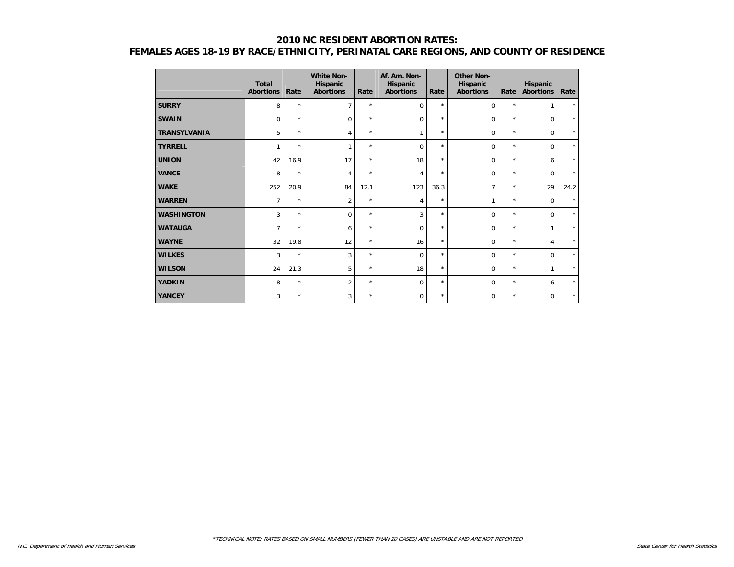# 2010 NC RESIDENT ABORTION RATES:
## FEMALES AGES 18-19 BY RACE/ETHNICITY, PERINATAL CARE REGIONS, AND COUNTY OF RESIDENCE

| | Total Abortions | Rate | White Non-Hispanic Abortions | Rate | Af. Am. Non-Hispanic Abortions | Rate | Other Non-Hispanic Abortions | Rate | Hispanic Abortions | Rate |
|---|---|---|---|---|---|---|---|---|---|---|
| **SURRY** | 8 | * | 7 | * | 0 | * | 0 | * | 1 | * |
| **SWAIN** | 0 | * | 0 | * | 0 | * | 0 | * | 0 | * |
| **TRANSYLVANIA** | 5 | * | 4 | * | 1 | * | 0 | * | 0 | * |
| **TYRRELL** | 1 | * | 1 | * | 0 | * | 0 | * | 0 | * |
| **UNION** | 42 | 16.9 | 17 | * | 18 | * | 0 | * | 6 | * |
| **VANCE** | 8 | * | 4 | * | 4 | * | 0 | * | 0 | * |
| **WAKE** | 252 | 20.9 | 84 | 12.1 | 123 | 36.3 | 7 | * | 29 | 24.2 |
| **WARREN** | 7 | * | 2 | * | 4 | * | 1 | * | 0 | * |
| **WASHINGTON** | 3 | * | 0 | * | 3 | * | 0 | * | 0 | * |
| **WATAUGA** | 7 | * | 6 | * | 0 | * | 0 | * | 1 | * |
| **WAYNE** | 32 | 19.8 | 12 | * | 16 | * | 0 | * | 4 | * |
| **WILKES** | 3 | * | 3 | * | 0 | * | 0 | * | 0 | * |
| **WILSON** | 24 | 21.3 | 5 | * | 18 | * | 0 | * | 1 | * |
| **YADKIN** | 8 | * | 2 | * | 0 | * | 0 | * | 6 | * |
| **YANCEY** | 3 | * | 3 | * | 0 | * | 0 | * | 0 | * |

*\*TECHNICAL NOTE: RATES BASED ON SMALL NUMBERS (FEWER THAN 20 CASES) ARE UNSTABLE AND ARE NOT REPORTED*

*N.C. Department of Health and Human Services*

*State Center for Health Statistics*